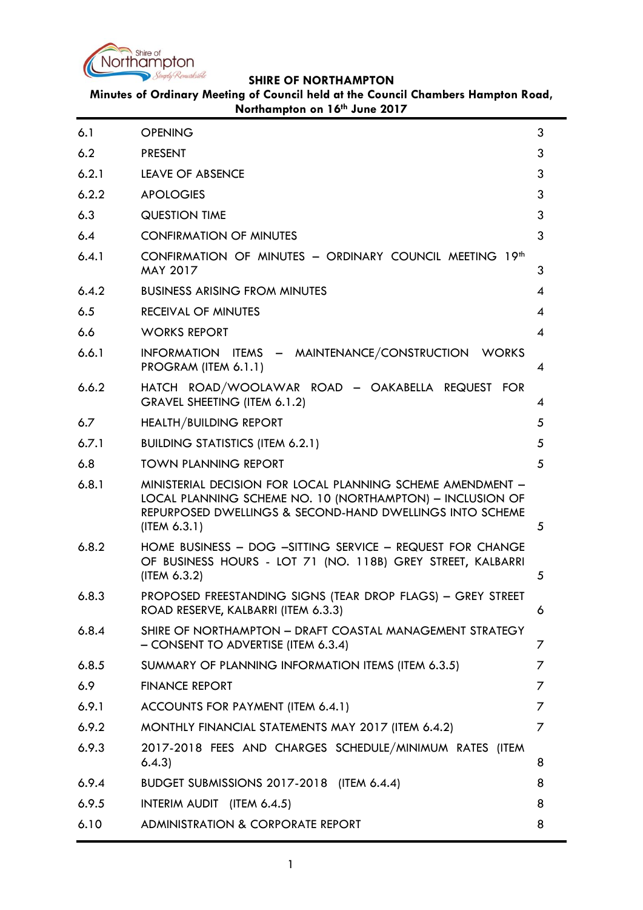**SHIRE OF NORTHAMPTON**

**Minutes of Ordinary Meeting of Council held at the Council Chambers Hampton Road, Northampton on 16th June 2017**

| | | |
|---|---|---|
| 6.1 | OPENING | 3 |
| 6.2 | PRESENT | 3 |
| 6.2.1 | LEAVE OF ABSENCE | 3 |
| 6.2.2 | APOLOGIES | 3 |
| 6.3 | QUESTION TIME | 3 |
| 6.4 | CONFIRMATION OF MINUTES | 3 |
| 6.4.1 | CONFIRMATION OF MINUTES – ORDINARY COUNCIL MEETING 19th MAY 2017 | 3 |
| 6.4.2 | BUSINESS ARISING FROM MINUTES | 4 |
| 6.5 | RECEIVAL OF MINUTES | 4 |
| 6.6 | WORKS REPORT | 4 |
| 6.6.1 | INFORMATION ITEMS – MAINTENANCE/CONSTRUCTION WORKS PROGRAM (ITEM 6.1.1) | 4 |
| 6.6.2 | HATCH ROAD/WOOLAWAR ROAD – OAKABELLA REQUEST FOR GRAVEL SHEETING (ITEM 6.1.2) | 4 |
| 6.7 | HEALTH/BUILDING REPORT | 5 |
| 6.7.1 | BUILDING STATISTICS (ITEM 6.2.1) | 5 |
| 6.8 | TOWN PLANNING REPORT | 5 |
| 6.8.1 | MINISTERIAL DECISION FOR LOCAL PLANNING SCHEME AMENDMENT – LOCAL PLANNING SCHEME NO. 10 (NORTHAMPTON) – INCLUSION OF REPURPOSED DWELLINGS & SECOND-HAND DWELLINGS INTO SCHEME (ITEM 6.3.1) | 5 |
| 6.8.2 | HOME BUSINESS – DOG –SITTING SERVICE – REQUEST FOR CHANGE OF BUSINESS HOURS - LOT 71 (NO. 118B) GREY STREET, KALBARRI (ITEM 6.3.2) | 5 |
| 6.8.3 | PROPOSED FREESTANDING SIGNS (TEAR DROP FLAGS) – GREY STREET ROAD RESERVE, KALBARRI (ITEM 6.3.3) | 6 |
| 6.8.4 | SHIRE OF NORTHAMPTON – DRAFT COASTAL MANAGEMENT STRATEGY – CONSENT TO ADVERTISE (ITEM 6.3.4) | 7 |
| 6.8.5 | SUMMARY OF PLANNING INFORMATION ITEMS (ITEM 6.3.5) | 7 |
| 6.9 | FINANCE REPORT | 7 |
| 6.9.1 | ACCOUNTS FOR PAYMENT (ITEM 6.4.1) | 7 |
| 6.9.2 | MONTHLY FINANCIAL STATEMENTS MAY 2017 (ITEM 6.4.2) | 7 |
| 6.9.3 | 2017-2018 FEES AND CHARGES SCHEDULE/MINIMUM RATES (ITEM 6.4.3) | 8 |
| 6.9.4 | BUDGET SUBMISSIONS 2017-2018 (ITEM 6.4.4) | 8 |
| 6.9.5 | INTERIM AUDIT (ITEM 6.4.5) | 8 |
| 6.10 | ADMINISTRATION & CORPORATE REPORT | 8 |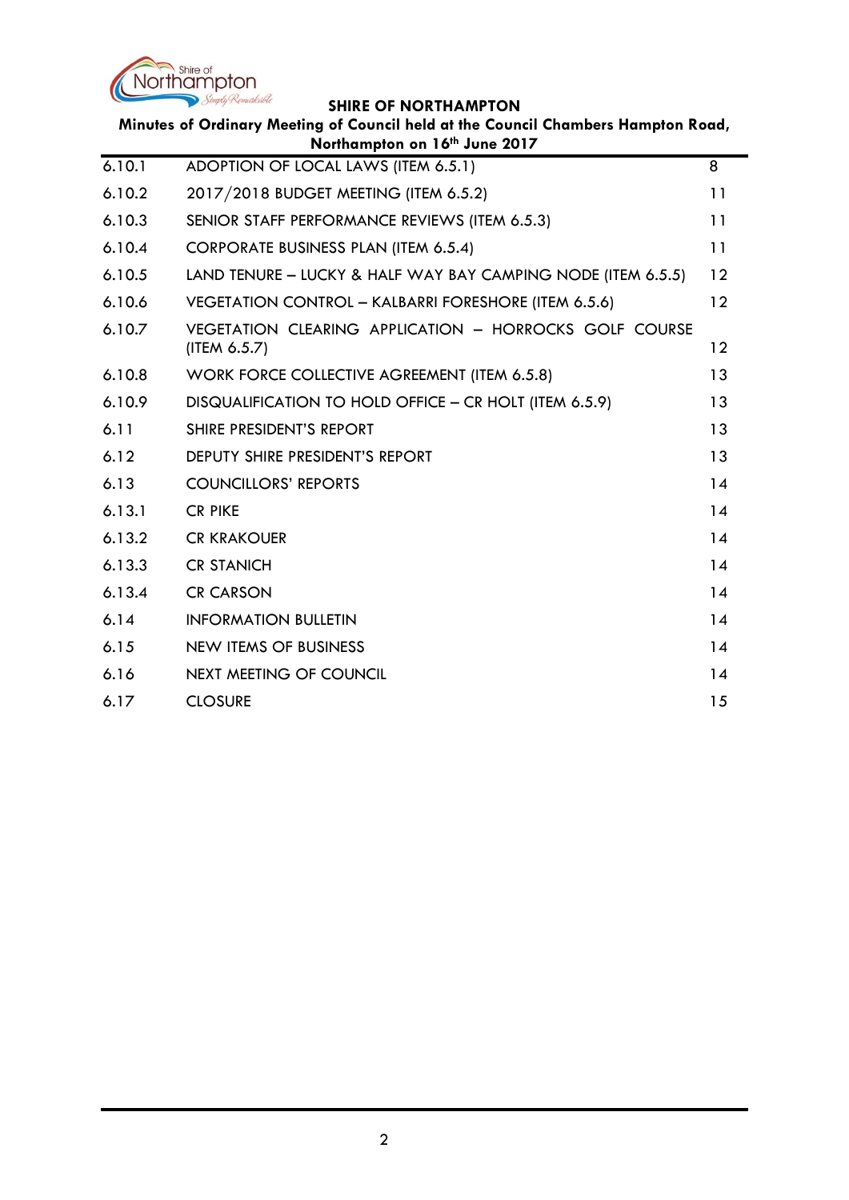| | | |
|---|---|---|
| 6.10.1 | ADOPTION OF LOCAL LAWS (ITEM 6.5.1) | 8 |
| 6.10.2 | 2017/2018 BUDGET MEETING (ITEM 6.5.2) | 11 |
| 6.10.3 | SENIOR STAFF PERFORMANCE REVIEWS (ITEM 6.5.3) | 11 |
| 6.10.4 | CORPORATE BUSINESS PLAN (ITEM 6.5.4) | 11 |
| 6.10.5 | LAND TENURE – LUCKY & HALF WAY BAY CAMPING NODE (ITEM 6.5.5) | 12 |
| 6.10.6 | VEGETATION CONTROL – KALBARRI FORESHORE (ITEM 6.5.6) | 12 |
| 6.10.7 | VEGETATION CLEARING APPLICATION – HORROCKS GOLF COURSE (ITEM 6.5.7) | 12 |
| 6.10.8 | WORK FORCE COLLECTIVE AGREEMENT (ITEM 6.5.8) | 13 |
| 6.10.9 | DISQUALIFICATION TO HOLD OFFICE – CR HOLT (ITEM 6.5.9) | 13 |
| 6.11 | SHIRE PRESIDENT'S REPORT | 13 |
| 6.12 | DEPUTY SHIRE PRESIDENT'S REPORT | 13 |
| 6.13 | COUNCILLORS' REPORTS | 14 |
| 6.13.1 | CR PIKE | 14 |
| 6.13.2 | CR KRAKOUER | 14 |
| 6.13.3 | CR STANICH | 14 |
| 6.13.4 | CR CARSON | 14 |
| 6.14 | INFORMATION BULLETIN | 14 |
| 6.15 | NEW ITEMS OF BUSINESS | 14 |
| 6.16 | NEXT MEETING OF COUNCIL | 14 |
| 6.17 | CLOSURE | 15 |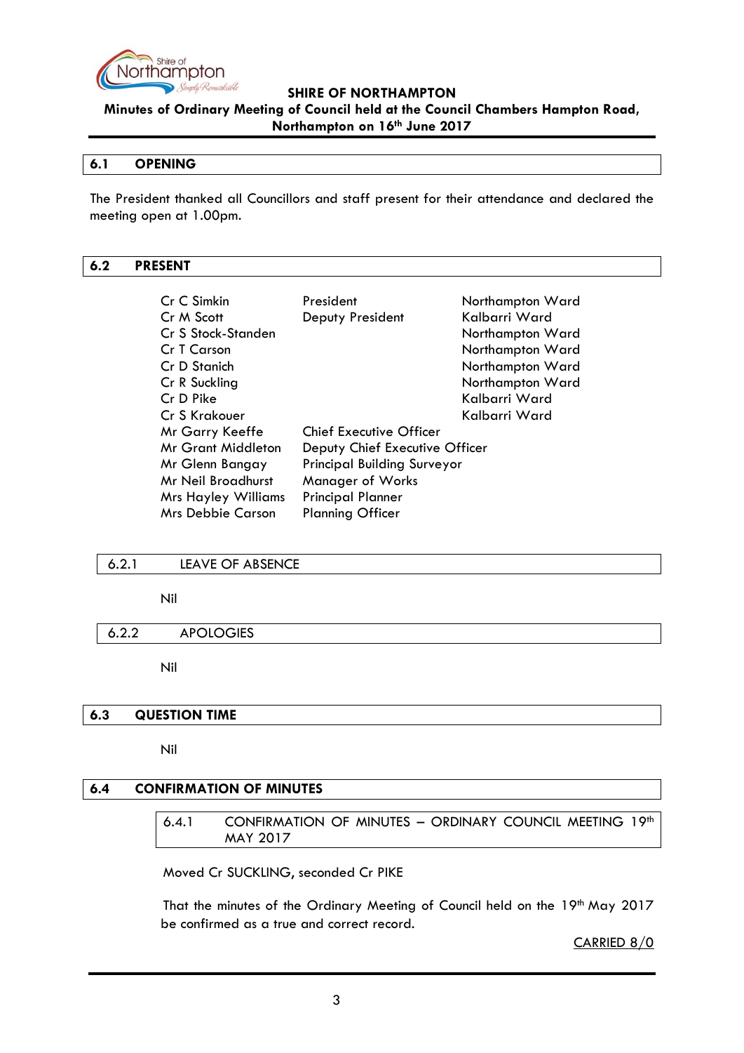**SHIRE OF NORTHAMPTON**

**Minutes of Ordinary Meeting of Council held at the Council Chambers Hampton Road, Northampton on 16th June 2017**

## 6.1 OPENING

The President thanked all Councillors and staff present for their attendance and declared the meeting open at 1.00pm.

## 6.2 PRESENT

| | | |
|---|---|---|
| Cr C Simkin | President | Northampton Ward |
| Cr M Scott | Deputy President | Kalbarri Ward |
| Cr S Stock-Standen | | Northampton Ward |
| Cr T Carson | | Northampton Ward |
| Cr D Stanich | | Northampton Ward |
| Cr R Suckling | | Northampton Ward |
| Cr D Pike | | Kalbarri Ward |
| Cr S Krakouer | | Kalbarri Ward |
| Mr Garry Keeffe | Chief Executive Officer | |
| Mr Grant Middleton | Deputy Chief Executive Officer | |
| Mr Glenn Bangay | Principal Building Surveyor | |
| Mr Neil Broadhurst | Manager of Works | |
| Mrs Hayley Williams | Principal Planner | |
| Mrs Debbie Carson | Planning Officer | |

### 6.2.1 LEAVE OF ABSENCE

Nil

### 6.2.2 APOLOGIES

Nil

## 6.3 QUESTION TIME

Nil

## 6.4 CONFIRMATION OF MINUTES

### 6.4.1 CONFIRMATION OF MINUTES – ORDINARY COUNCIL MEETING 19th MAY 2017

Moved Cr SUCKLING, seconded Cr PIKE

That the minutes of the Ordinary Meeting of Council held on the 19th May 2017 be confirmed as a true and correct record.

CARRIED 8/0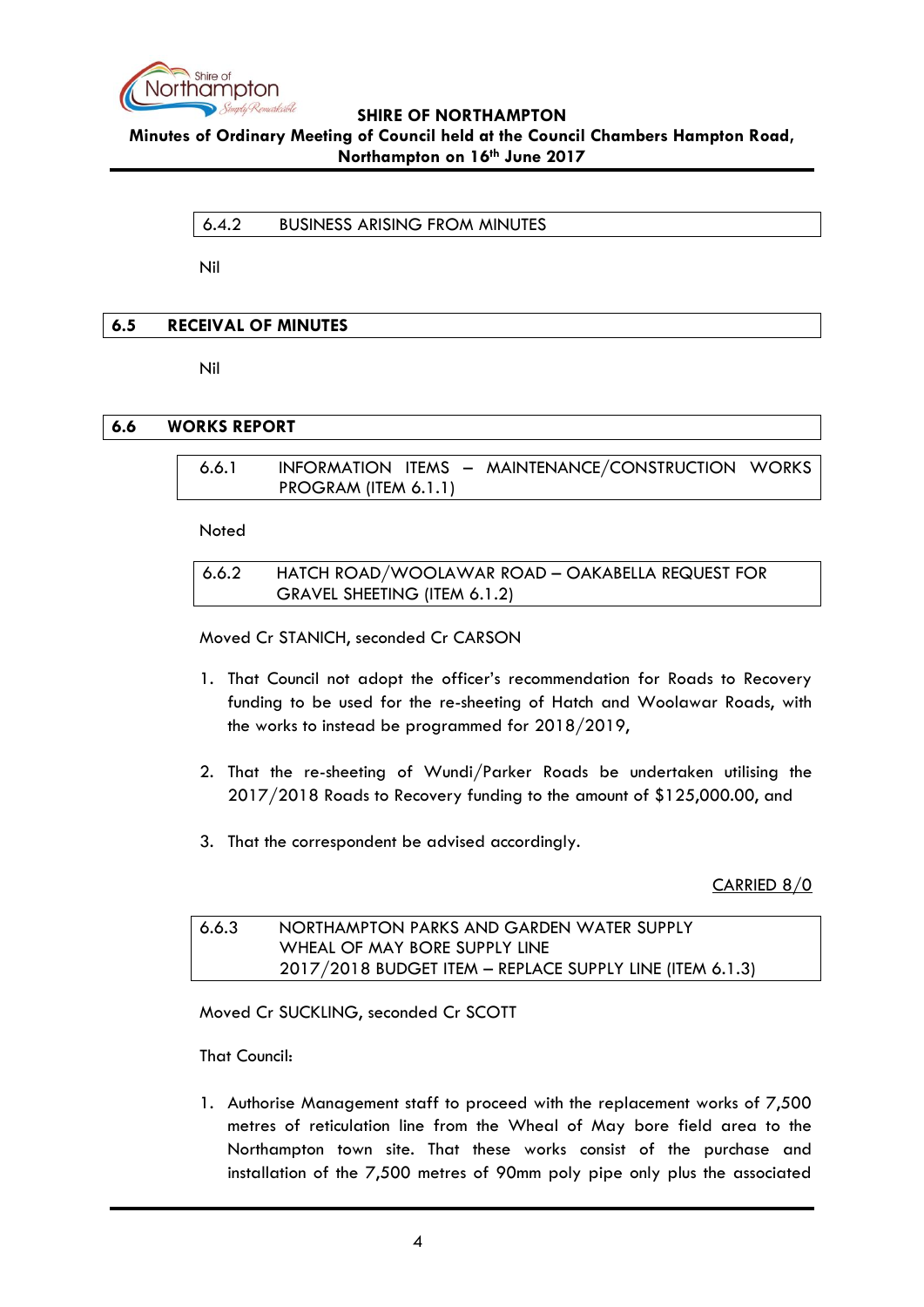### 6.4.2 BUSINESS ARISING FROM MINUTES

Nil

## 6.5 RECEIVAL OF MINUTES

Nil

## 6.6 WORKS REPORT

### 6.6.1 INFORMATION ITEMS – MAINTENANCE/CONSTRUCTION WORKS PROGRAM (ITEM 6.1.1)

Noted

### 6.6.2 HATCH ROAD/WOOLAWAR ROAD – OAKABELLA REQUEST FOR GRAVEL SHEETING (ITEM 6.1.2)

Moved Cr STANICH, seconded Cr CARSON

1. That Council not adopt the officer's recommendation for Roads to Recovery funding to be used for the re-sheeting of Hatch and Woolawar Roads, with the works to instead be programmed for 2018/2019,

2. That the re-sheeting of Wundi/Parker Roads be undertaken utilising the 2017/2018 Roads to Recovery funding to the amount of $125,000.00, and

3. That the correspondent be advised accordingly.

CARRIED 8/0

### 6.6.3 NORTHAMPTON PARKS AND GARDEN WATER SUPPLY WHEAL OF MAY BORE SUPPLY LINE 2017/2018 BUDGET ITEM – REPLACE SUPPLY LINE (ITEM 6.1.3)

Moved Cr SUCKLING, seconded Cr SCOTT

That Council:

1. Authorise Management staff to proceed with the replacement works of 7,500 metres of reticulation line from the Wheal of May bore field area to the Northampton town site. That these works consist of the purchase and installation of the 7,500 metres of 90mm poly pipe only plus the associated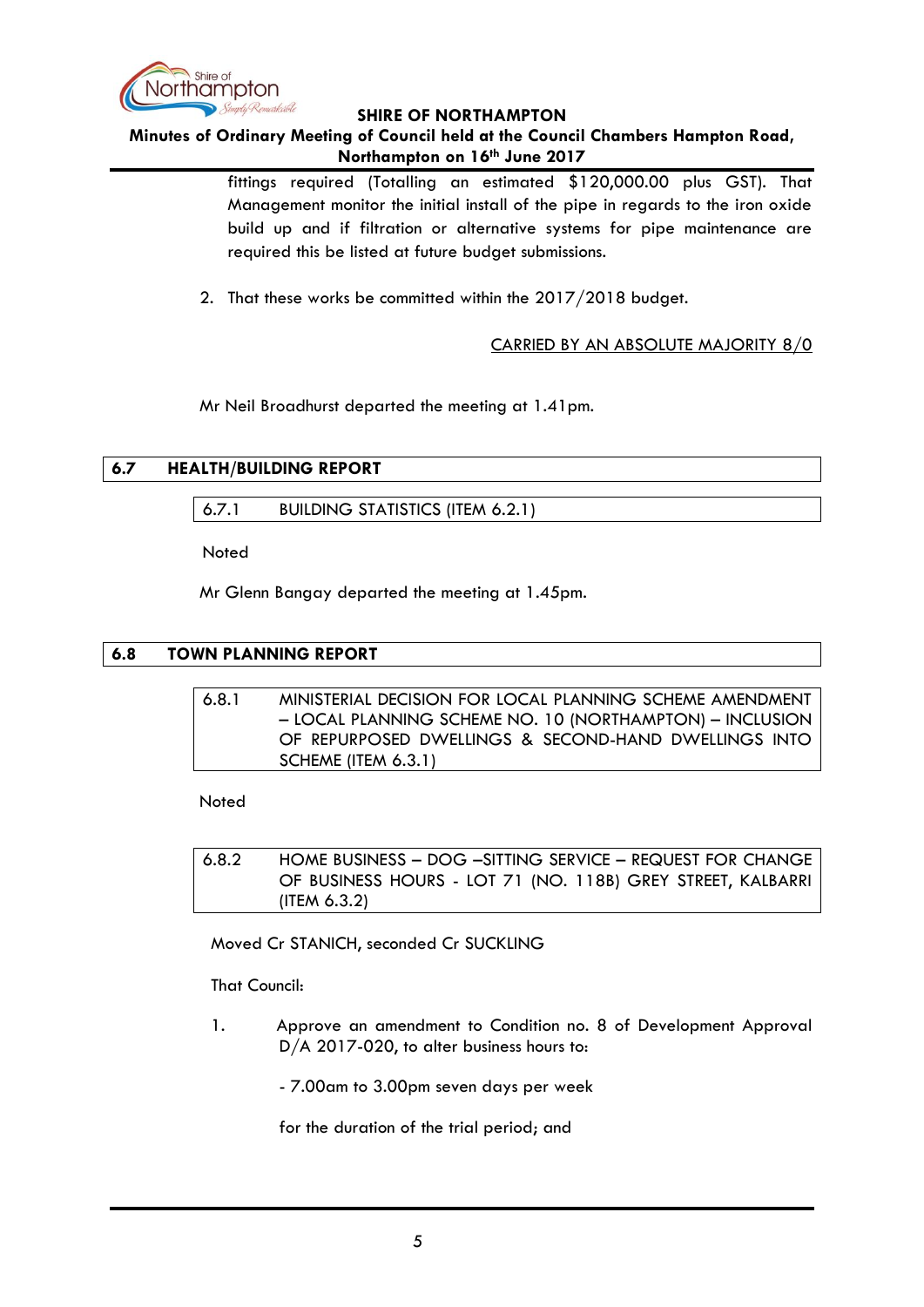fittings required (Totalling an estimated $120,000.00 plus GST). That Management monitor the initial install of the pipe in regards to the iron oxide build up and if filtration or alternative systems for pipe maintenance are required this be listed at future budget submissions.

2. That these works be committed within the 2017/2018 budget.

CARRIED BY AN ABSOLUTE MAJORITY 8/0

Mr Neil Broadhurst departed the meeting at 1.41pm.

## 6.7 HEALTH/BUILDING REPORT

### 6.7.1 BUILDING STATISTICS (ITEM 6.2.1)

Noted

Mr Glenn Bangay departed the meeting at 1.45pm.

## 6.8 TOWN PLANNING REPORT

### 6.8.1 MINISTERIAL DECISION FOR LOCAL PLANNING SCHEME AMENDMENT – LOCAL PLANNING SCHEME NO. 10 (NORTHAMPTON) – INCLUSION OF REPURPOSED DWELLINGS & SECOND-HAND DWELLINGS INTO SCHEME (ITEM 6.3.1)

Noted

### 6.8.2 HOME BUSINESS – DOG –SITTING SERVICE – REQUEST FOR CHANGE OF BUSINESS HOURS - LOT 71 (NO. 118B) GREY STREET, KALBARRI (ITEM 6.3.2)

Moved Cr STANICH, seconded Cr SUCKLING

That Council:

1. Approve an amendment to Condition no. 8 of Development Approval D/A 2017-020, to alter business hours to:

   - 7.00am to 3.00pm seven days per week

   for the duration of the trial period; and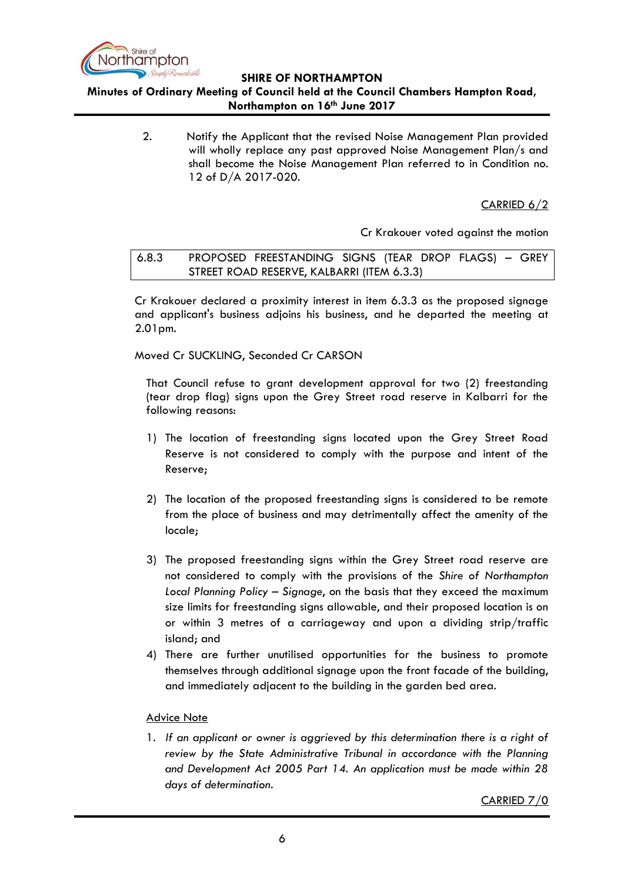2. Notify the Applicant that the revised Noise Management Plan provided will wholly replace any past approved Noise Management Plan/s and shall become the Noise Management Plan referred to in Condition no. 12 of D/A 2017-020.

<u>CARRIED 6/2</u>

Cr Krakouer voted against the motion

### 6.8.3 PROPOSED FREESTANDING SIGNS (TEAR DROP FLAGS) – GREY STREET ROAD RESERVE, KALBARRI (ITEM 6.3.3)

Cr Krakouer declared a proximity interest in item 6.3.3 as the proposed signage and applicant's business adjoins his business, and he departed the meeting at 2.01pm.

Moved Cr SUCKLING, Seconded Cr CARSON

That Council refuse to grant development approval for two (2) freestanding (tear drop flag) signs upon the Grey Street road reserve in Kalbarri for the following reasons:

1) The location of freestanding signs located upon the Grey Street Road Reserve is not considered to comply with the purpose and intent of the Reserve;

2) The location of the proposed freestanding signs is considered to be remote from the place of business and may detrimentally affect the amenity of the locale;

3) The proposed freestanding signs within the Grey Street road reserve are not considered to comply with the provisions of the *Shire of Northampton Local Planning Policy – Signage*, on the basis that they exceed the maximum size limits for freestanding signs allowable, and their proposed location is on or within 3 metres of a carriageway and upon a dividing strip/traffic island; and

4) There are further unutilised opportunities for the business to promote themselves through additional signage upon the front facade of the building, and immediately adjacent to the building in the garden bed area.

<u>Advice Note</u>

1. *If an applicant or owner is aggrieved by this determination there is a right of review by the State Administrative Tribunal in accordance with the Planning and Development Act 2005 Part 14. An application must be made within 28 days of determination.*

<u>CARRIED 7/0</u>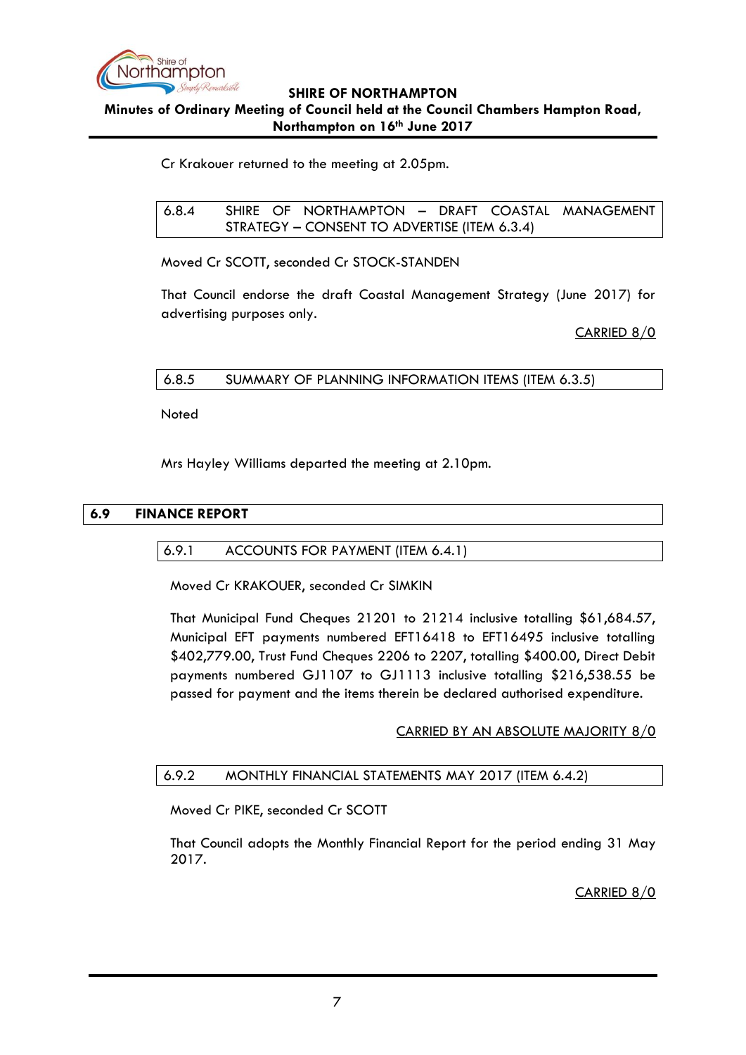Cr Krakouer returned to the meeting at 2.05pm.

### 6.8.4 SHIRE OF NORTHAMPTON – DRAFT COASTAL MANAGEMENT STRATEGY – CONSENT TO ADVERTISE (ITEM 6.3.4)

Moved Cr SCOTT, seconded Cr STOCK-STANDEN

That Council endorse the draft Coastal Management Strategy (June 2017) for advertising purposes only.

CARRIED 8/0

### 6.8.5 SUMMARY OF PLANNING INFORMATION ITEMS (ITEM 6.3.5)

Noted

Mrs Hayley Williams departed the meeting at 2.10pm.

## 6.9 FINANCE REPORT

### 6.9.1 ACCOUNTS FOR PAYMENT (ITEM 6.4.1)

Moved Cr KRAKOUER, seconded Cr SIMKIN

That Municipal Fund Cheques 21201 to 21214 inclusive totalling $61,684.57, Municipal EFT payments numbered EFT16418 to EFT16495 inclusive totalling $402,779.00, Trust Fund Cheques 2206 to 2207, totalling $400.00, Direct Debit payments numbered GJ1107 to GJ1113 inclusive totalling $216,538.55 be passed for payment and the items therein be declared authorised expenditure.

CARRIED BY AN ABSOLUTE MAJORITY 8/0

### 6.9.2 MONTHLY FINANCIAL STATEMENTS MAY 2017 (ITEM 6.4.2)

Moved Cr PIKE, seconded Cr SCOTT

That Council adopts the Monthly Financial Report for the period ending 31 May 2017.

CARRIED 8/0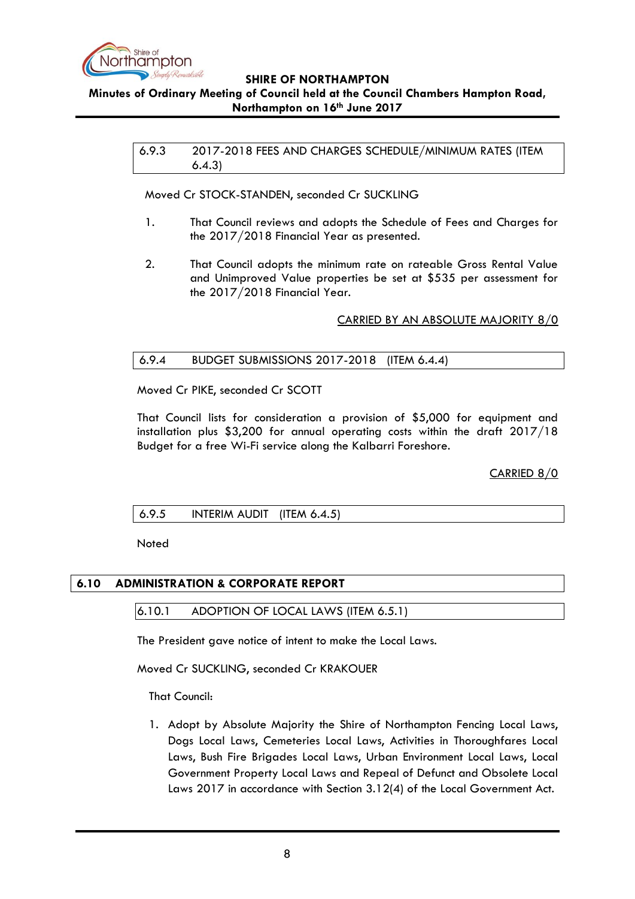### 6.9.3 2017-2018 FEES AND CHARGES SCHEDULE/MINIMUM RATES (ITEM 6.4.3)

Moved Cr STOCK-STANDEN, seconded Cr SUCKLING

1. That Council reviews and adopts the Schedule of Fees and Charges for the 2017/2018 Financial Year as presented.

2. That Council adopts the minimum rate on rateable Gross Rental Value and Unimproved Value properties be set at $535 per assessment for the 2017/2018 Financial Year.

CARRIED BY AN ABSOLUTE MAJORITY 8/0

### 6.9.4 BUDGET SUBMISSIONS 2017-2018 (ITEM 6.4.4)

Moved Cr PIKE, seconded Cr SCOTT

That Council lists for consideration a provision of $5,000 for equipment and installation plus $3,200 for annual operating costs within the draft 2017/18 Budget for a free Wi-Fi service along the Kalbarri Foreshore.

CARRIED 8/0

### 6.9.5 INTERIM AUDIT (ITEM 6.4.5)

Noted

## 6.10 ADMINISTRATION & CORPORATE REPORT

### 6.10.1 ADOPTION OF LOCAL LAWS (ITEM 6.5.1)

The President gave notice of intent to make the Local Laws.

Moved Cr SUCKLING, seconded Cr KRAKOUER

That Council:

1. Adopt by Absolute Majority the Shire of Northampton Fencing Local Laws, Dogs Local Laws, Cemeteries Local Laws, Activities in Thoroughfares Local Laws, Bush Fire Brigades Local Laws, Urban Environment Local Laws, Local Government Property Local Laws and Repeal of Defunct and Obsolete Local Laws 2017 in accordance with Section 3.12(4) of the Local Government Act.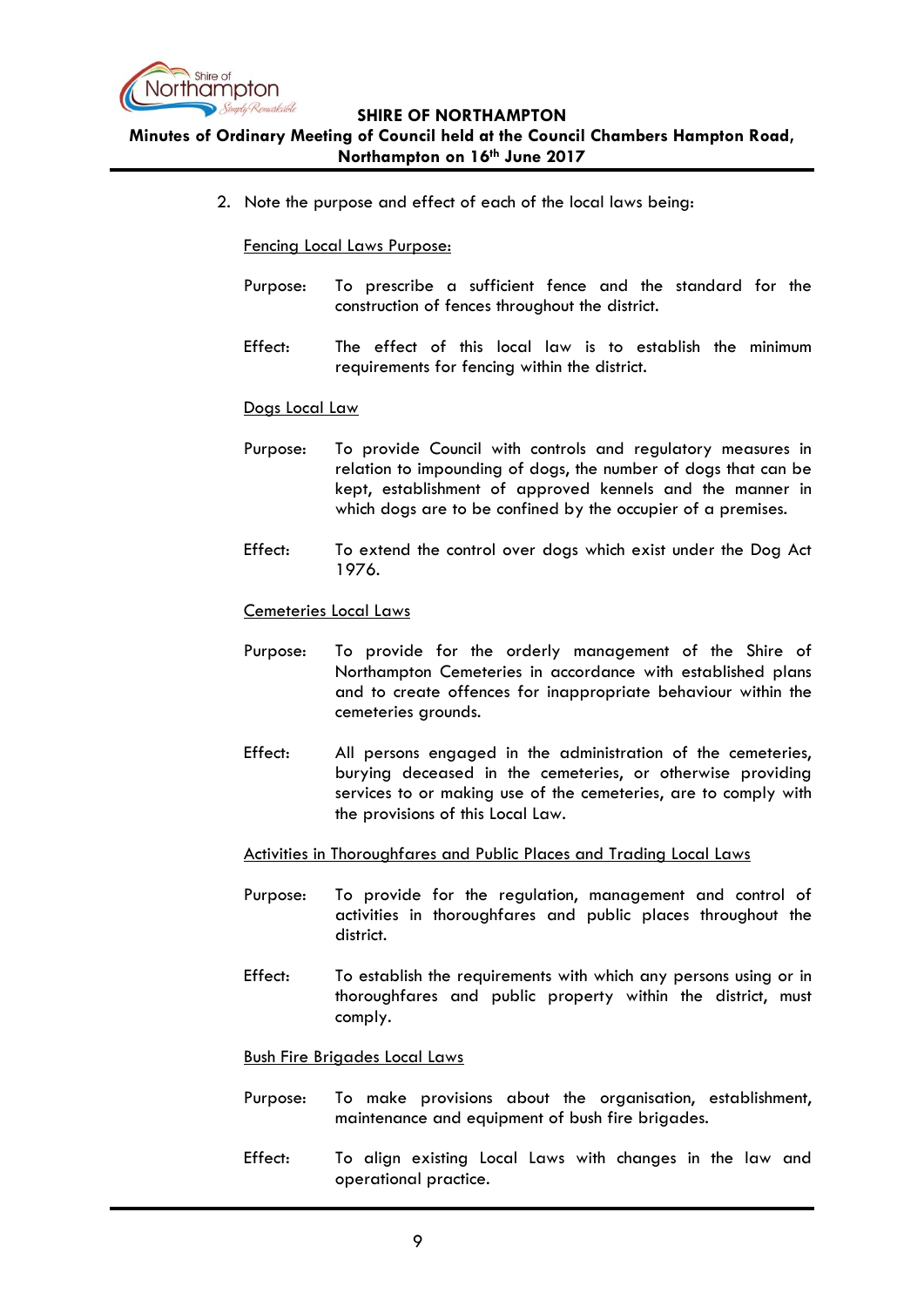2. Note the purpose and effect of each of the local laws being:

<u>Fencing Local Laws Purpose:</u>

Purpose: To prescribe a sufficient fence and the standard for the construction of fences throughout the district.

Effect: The effect of this local law is to establish the minimum requirements for fencing within the district.

<u>Dogs Local Law</u>

Purpose: To provide Council with controls and regulatory measures in relation to impounding of dogs, the number of dogs that can be kept, establishment of approved kennels and the manner in which dogs are to be confined by the occupier of a premises.

Effect: To extend the control over dogs which exist under the Dog Act 1976.

<u>Cemeteries Local Laws</u>

Purpose: To provide for the orderly management of the Shire of Northampton Cemeteries in accordance with established plans and to create offences for inappropriate behaviour within the cemeteries grounds.

Effect: All persons engaged in the administration of the cemeteries, burying deceased in the cemeteries, or otherwise providing services to or making use of the cemeteries, are to comply with the provisions of this Local Law.

<u>Activities in Thoroughfares and Public Places and Trading Local Laws</u>

Purpose: To provide for the regulation, management and control of activities in thoroughfares and public places throughout the district.

Effect: To establish the requirements with which any persons using or in thoroughfares and public property within the district, must comply.

<u>Bush Fire Brigades Local Laws</u>

Purpose: To make provisions about the organisation, establishment, maintenance and equipment of bush fire brigades.

Effect: To align existing Local Laws with changes in the law and operational practice.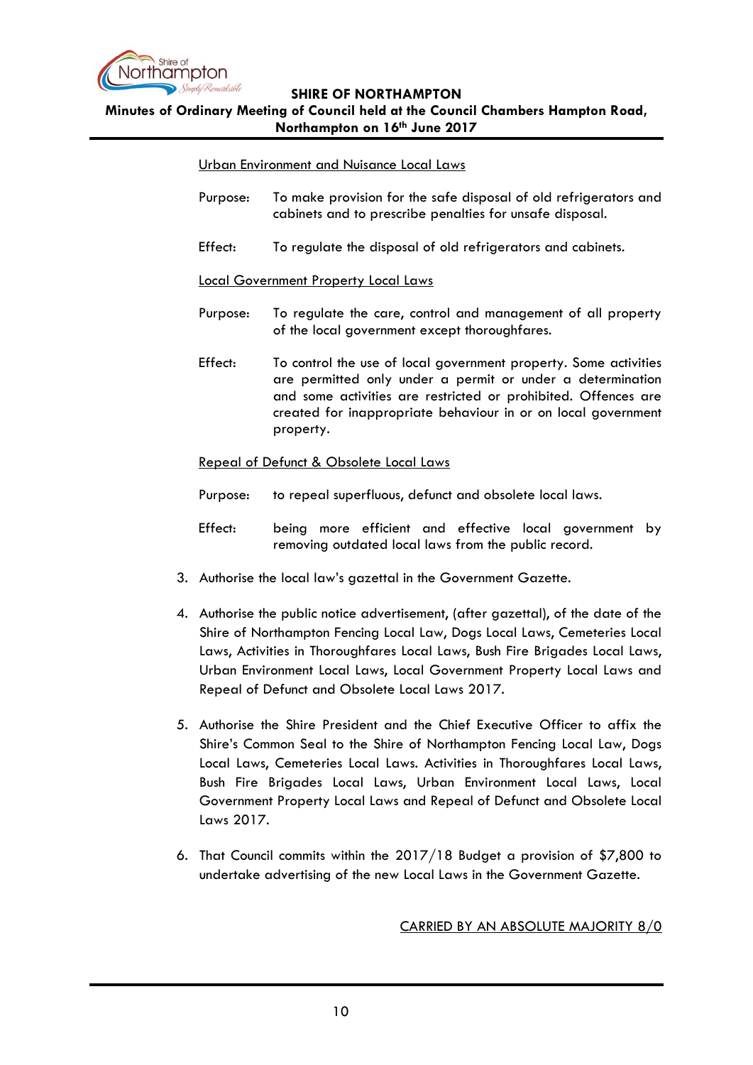<u>Urban Environment and Nuisance Local Laws</u>

Purpose: To make provision for the safe disposal of old refrigerators and cabinets and to prescribe penalties for unsafe disposal.

Effect: To regulate the disposal of old refrigerators and cabinets.

<u>Local Government Property Local Laws</u>

Purpose: To regulate the care, control and management of all property of the local government except thoroughfares.

Effect: To control the use of local government property. Some activities are permitted only under a permit or under a determination and some activities are restricted or prohibited. Offences are created for inappropriate behaviour in or on local government property.

<u>Repeal of Defunct & Obsolete Local Laws</u>

Purpose: to repeal superfluous, defunct and obsolete local laws.

Effect: being more efficient and effective local government by removing outdated local laws from the public record.

3. Authorise the local law's gazettal in the Government Gazette.

4. Authorise the public notice advertisement, (after gazettal), of the date of the Shire of Northampton Fencing Local Law, Dogs Local Laws, Cemeteries Local Laws, Activities in Thoroughfares Local Laws, Bush Fire Brigades Local Laws, Urban Environment Local Laws, Local Government Property Local Laws and Repeal of Defunct and Obsolete Local Laws 2017.

5. Authorise the Shire President and the Chief Executive Officer to affix the Shire's Common Seal to the Shire of Northampton Fencing Local Law, Dogs Local Laws, Cemeteries Local Laws. Activities in Thoroughfares Local Laws, Bush Fire Brigades Local Laws, Urban Environment Local Laws, Local Government Property Local Laws and Repeal of Defunct and Obsolete Local Laws 2017.

6. That Council commits within the 2017/18 Budget a provision of $7,800 to undertake advertising of the new Local Laws in the Government Gazette.

<u>CARRIED BY AN ABSOLUTE MAJORITY 8/0</u>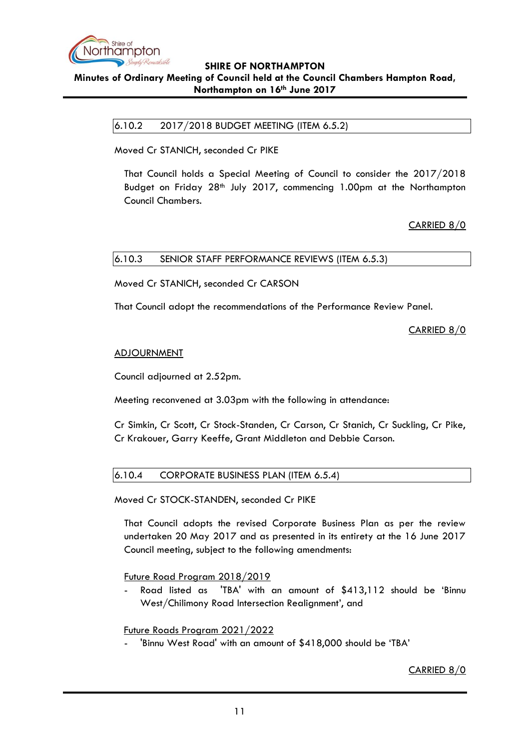### 6.10.2 2017/2018 BUDGET MEETING (ITEM 6.5.2)

Moved Cr STANICH, seconded Cr PIKE

> That Council holds a Special Meeting of Council to consider the 2017/2018 Budget on Friday 28th July 2017, commencing 1.00pm at the Northampton Council Chambers.

CARRIED 8/0

### 6.10.3 SENIOR STAFF PERFORMANCE REVIEWS (ITEM 6.5.3)

Moved Cr STANICH, seconded Cr CARSON

That Council adopt the recommendations of the Performance Review Panel.

CARRIED 8/0

ADJOURNMENT

Council adjourned at 2.52pm.

Meeting reconvened at 3.03pm with the following in attendance:

Cr Simkin, Cr Scott, Cr Stock-Standen, Cr Carson, Cr Stanich, Cr Suckling, Cr Pike, Cr Krakouer, Garry Keeffe, Grant Middleton and Debbie Carson.

### 6.10.4 CORPORATE BUSINESS PLAN (ITEM 6.5.4)

Moved Cr STOCK-STANDEN, seconded Cr PIKE

> That Council adopts the revised Corporate Business Plan as per the review undertaken 20 May 2017 and as presented in its entirety at the 16 June 2017 Council meeting, subject to the following amendments:
>
> Future Road Program 2018/2019
>
> - Road listed as 'TBA' with an amount of $413,112 should be 'Binnu West/Chilimony Road Intersection Realignment', and
>
> Future Roads Program 2021/2022
>
> - 'Binnu West Road' with an amount of $418,000 should be 'TBA'

CARRIED 8/0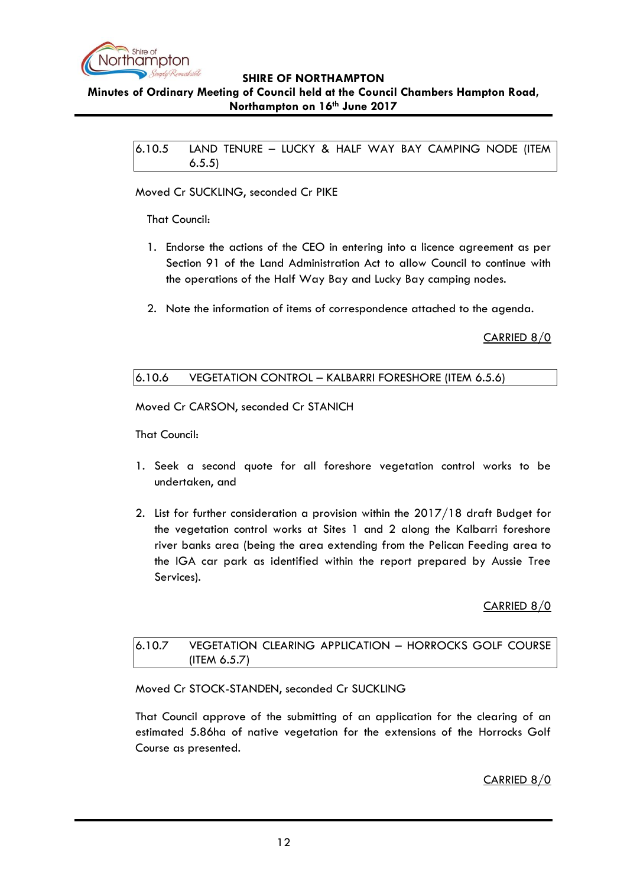### 6.10.5 LAND TENURE – LUCKY & HALF WAY BAY CAMPING NODE (ITEM 6.5.5)

Moved Cr SUCKLING, seconded Cr PIKE

That Council:

1. Endorse the actions of the CEO in entering into a licence agreement as per Section 91 of the Land Administration Act to allow Council to continue with the operations of the Half Way Bay and Lucky Bay camping nodes.

2. Note the information of items of correspondence attached to the agenda.

CARRIED 8/0

### 6.10.6 VEGETATION CONTROL – KALBARRI FORESHORE (ITEM 6.5.6)

Moved Cr CARSON, seconded Cr STANICH

That Council:

1. Seek a second quote for all foreshore vegetation control works to be undertaken, and

2. List for further consideration a provision within the 2017/18 draft Budget for the vegetation control works at Sites 1 and 2 along the Kalbarri foreshore river banks area (being the area extending from the Pelican Feeding area to the IGA car park as identified within the report prepared by Aussie Tree Services).

CARRIED 8/0

### 6.10.7 VEGETATION CLEARING APPLICATION – HORROCKS GOLF COURSE (ITEM 6.5.7)

Moved Cr STOCK-STANDEN, seconded Cr SUCKLING

That Council approve of the submitting of an application for the clearing of an estimated 5.86ha of native vegetation for the extensions of the Horrocks Golf Course as presented.

CARRIED 8/0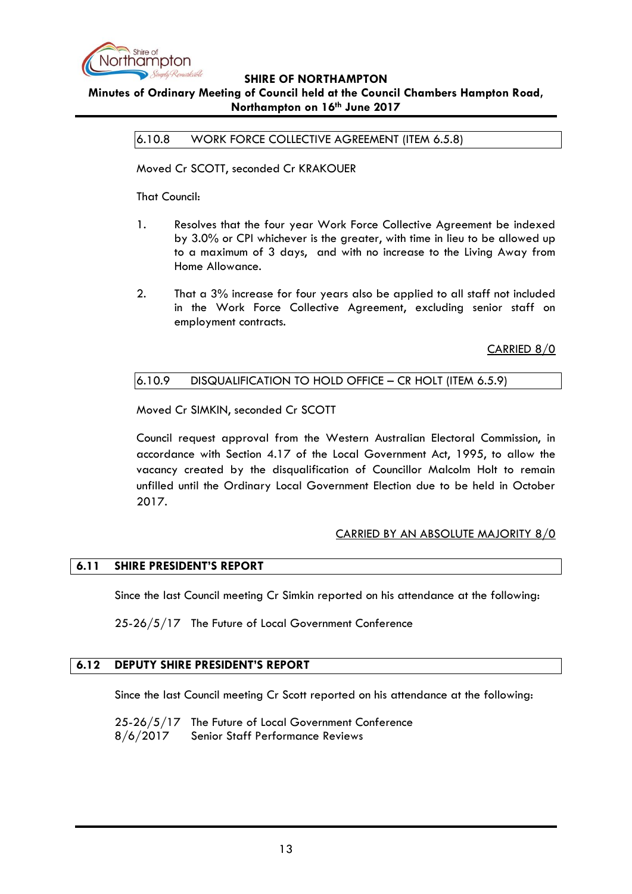### 6.10.8 WORK FORCE COLLECTIVE AGREEMENT (ITEM 6.5.8)

Moved Cr SCOTT, seconded Cr KRAKOUER

That Council:

1. Resolves that the four year Work Force Collective Agreement be indexed by 3.0% or CPI whichever is the greater, with time in lieu to be allowed up to a maximum of 3 days, and with no increase to the Living Away from Home Allowance.

2. That a 3% increase for four years also be applied to all staff not included in the Work Force Collective Agreement, excluding senior staff on employment contracts.

CARRIED 8/0

### 6.10.9 DISQUALIFICATION TO HOLD OFFICE – CR HOLT (ITEM 6.5.9)

Moved Cr SIMKIN, seconded Cr SCOTT

Council request approval from the Western Australian Electoral Commission, in accordance with Section 4.17 of the Local Government Act, 1995, to allow the vacancy created by the disqualification of Councillor Malcolm Holt to remain unfilled until the Ordinary Local Government Election due to be held in October 2017.

CARRIED BY AN ABSOLUTE MAJORITY 8/0

## 6.11 SHIRE PRESIDENT'S REPORT

Since the last Council meeting Cr Simkin reported on his attendance at the following:

25-26/5/17 The Future of Local Government Conference

## 6.12 DEPUTY SHIRE PRESIDENT'S REPORT

Since the last Council meeting Cr Scott reported on his attendance at the following:

25-26/5/17 The Future of Local Government Conference
8/6/2017 Senior Staff Performance Reviews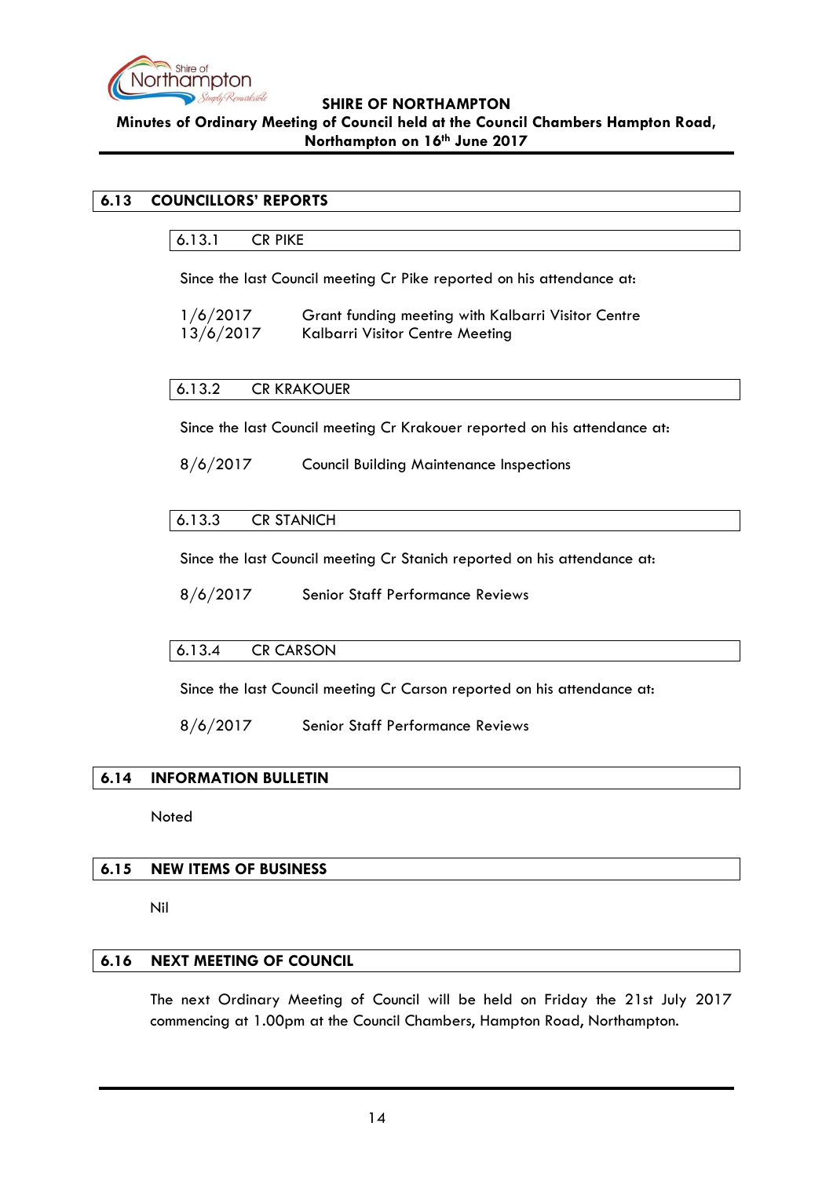## 6.13 COUNCILLORS' REPORTS

### 6.13.1 CR PIKE

Since the last Council meeting Cr Pike reported on his attendance at:

| | |
|---|---|
| 1/6/2017 | Grant funding meeting with Kalbarri Visitor Centre |
| 13/6/2017 | Kalbarri Visitor Centre Meeting |

### 6.13.2 CR KRAKOUER

Since the last Council meeting Cr Krakouer reported on his attendance at:

| | |
|---|---|
| 8/6/2017 | Council Building Maintenance Inspections |

### 6.13.3 CR STANICH

Since the last Council meeting Cr Stanich reported on his attendance at:

| | |
|---|---|
| 8/6/2017 | Senior Staff Performance Reviews |

### 6.13.4 CR CARSON

Since the last Council meeting Cr Carson reported on his attendance at:

| | |
|---|---|
| 8/6/2017 | Senior Staff Performance Reviews |

## 6.14 INFORMATION BULLETIN

Noted

## 6.15 NEW ITEMS OF BUSINESS

Nil

## 6.16 NEXT MEETING OF COUNCIL

The next Ordinary Meeting of Council will be held on Friday the 21st July 2017 commencing at 1.00pm at the Council Chambers, Hampton Road, Northampton.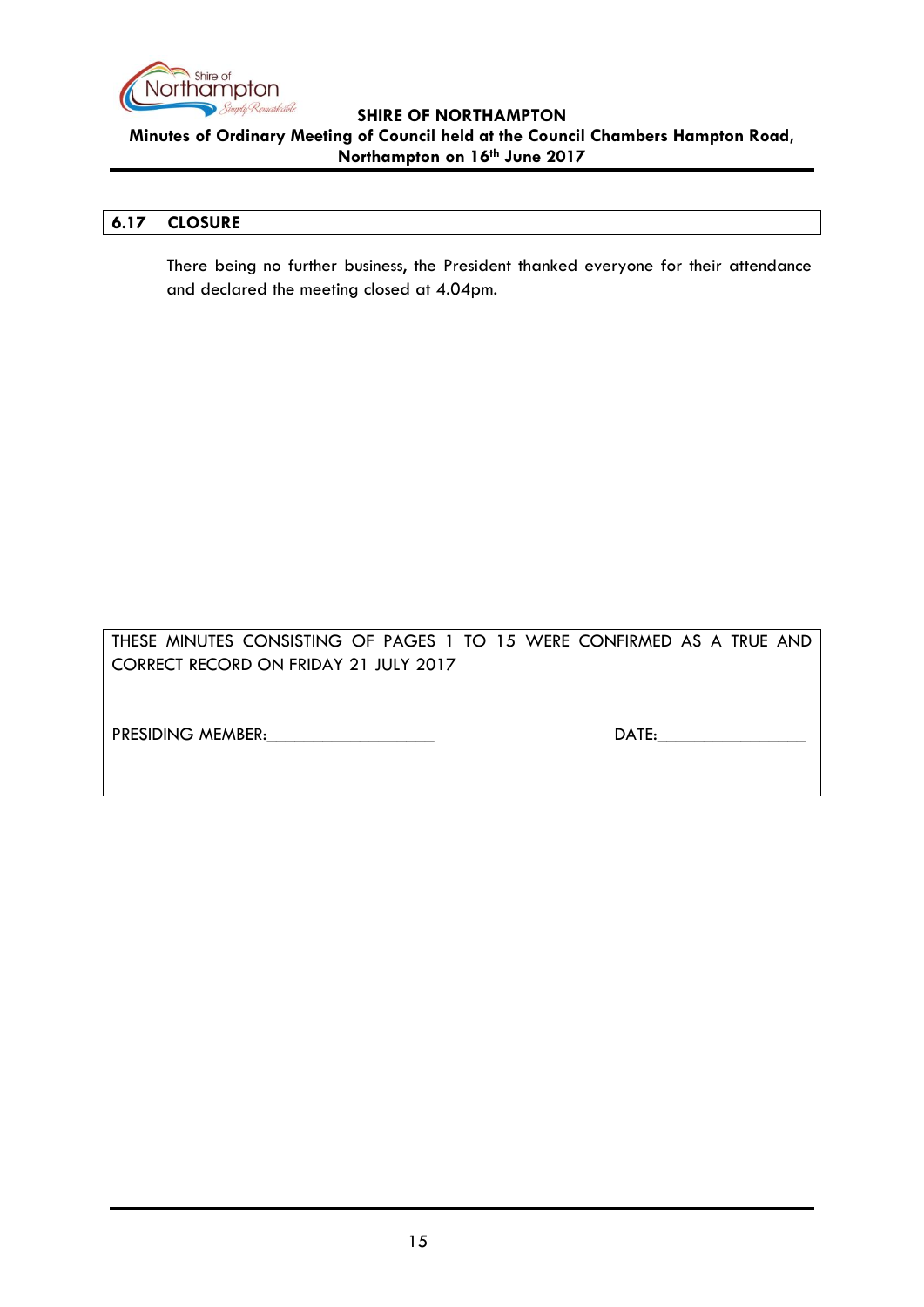## 6.17 CLOSURE

There being no further business, the President thanked everyone for their attendance and declared the meeting closed at 4.04pm.

THESE MINUTES CONSISTING OF PAGES 1 TO 15 WERE CONFIRMED AS A TRUE AND CORRECT RECORD ON FRIDAY 21 JULY 2017

PRESIDING MEMBER:\_\_\_\_\_\_\_\_\_\_\_\_\_\_\_\_\_\_\_\_ DATE:\_\_\_\_\_\_\_\_\_\_\_\_\_\_\_\_\_\_